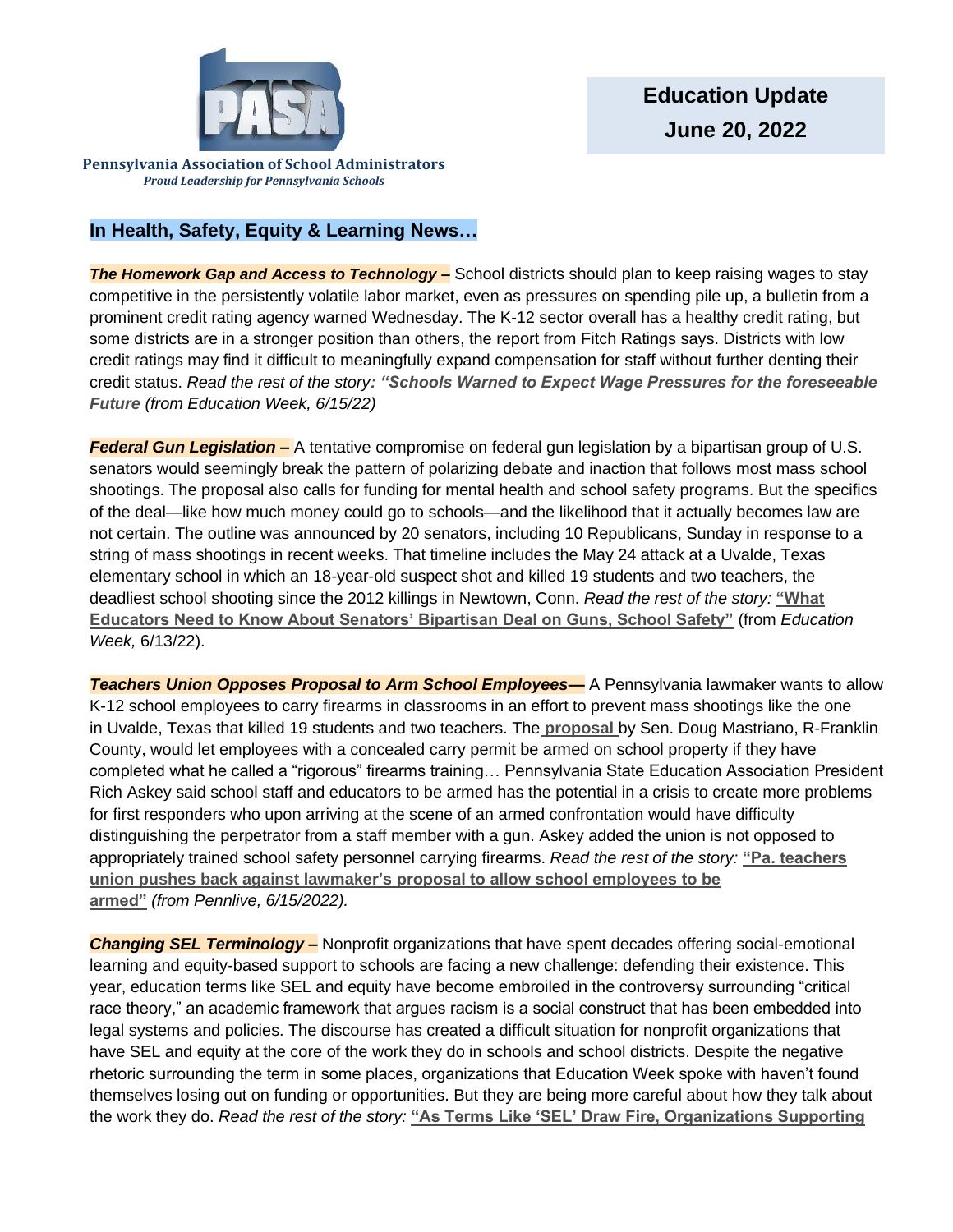**Pennsylvania Association of School Administrators**
*Proud Leadership for Pennsylvania Schools*

# Education Update
## June 20, 2022

## In Health, Safety, Equity & Learning News…

***The Homework Gap and Access to Technology –*** School districts should plan to keep raising wages to stay competitive in the persistently volatile labor market, even as pressures on spending pile up, a bulletin from a prominent credit rating agency warned Wednesday. The K-12 sector overall has a healthy credit rating, but some districts are in a stronger position than others, the report from Fitch Ratings says. Districts with low credit ratings may find it difficult to meaningfully expand compensation for staff without further denting their credit status. *Read the rest of the story: **"Schools Warned to Expect Wage Pressures for the foreseeable Future** (from Education Week, 6/15/22)*

***Federal Gun Legislation –*** A tentative compromise on federal gun legislation by a bipartisan group of U.S. senators would seemingly break the pattern of polarizing debate and inaction that follows most mass school shootings. The proposal also calls for funding for mental health and school safety programs. But the specifics of the deal—like how much money could go to schools—and the likelihood that it actually becomes law are not certain. The outline was announced by 20 senators, including 10 Republicans, Sunday in response to a string of mass shootings in recent weeks. That timeline includes the May 24 attack at a Uvalde, Texas elementary school in which an 18-year-old suspect shot and killed 19 students and two teachers, the deadliest school shooting since the 2012 killings in Newtown, Conn. *Read the rest of the story:* **"What Educators Need to Know About Senators' Bipartisan Deal on Guns, School Safety"** (from *Education Week,* 6/13/22).

***Teachers Union Opposes Proposal to Arm School Employees—*** A Pennsylvania lawmaker wants to allow K-12 school employees to carry firearms in classrooms in an effort to prevent mass shootings like the one in Uvalde, Texas that killed 19 students and two teachers. The **proposal** by Sen. Doug Mastriano, R-Franklin County, would let employees with a concealed carry permit be armed on school property if they have completed what he called a "rigorous" firearms training… Pennsylvania State Education Association President Rich Askey said school staff and educators to be armed has the potential in a crisis to create more problems for first responders who upon arriving at the scene of an armed confrontation would have difficulty distinguishing the perpetrator from a staff member with a gun. Askey added the union is not opposed to appropriately trained school safety personnel carrying firearms. *Read the rest of the story:* **"Pa. teachers union pushes back against lawmaker's proposal to allow school employees to be armed"** *(from Pennlive, 6/15/2022).*

***Changing SEL Terminology –*** Nonprofit organizations that have spent decades offering social-emotional learning and equity-based support to schools are facing a new challenge: defending their existence. This year, education terms like SEL and equity have become embroiled in the controversy surrounding "critical race theory," an academic framework that argues racism is a social construct that has been embedded into legal systems and policies. The discourse has created a difficult situation for nonprofit organizations that have SEL and equity at the core of the work they do in schools and school districts. Despite the negative rhetoric surrounding the term in some places, organizations that Education Week spoke with haven't found themselves losing out on funding or opportunities. But they are being more careful about how they talk about the work they do. *Read the rest of the story:* **"As Terms Like 'SEL' Draw Fire, Organizations Supporting**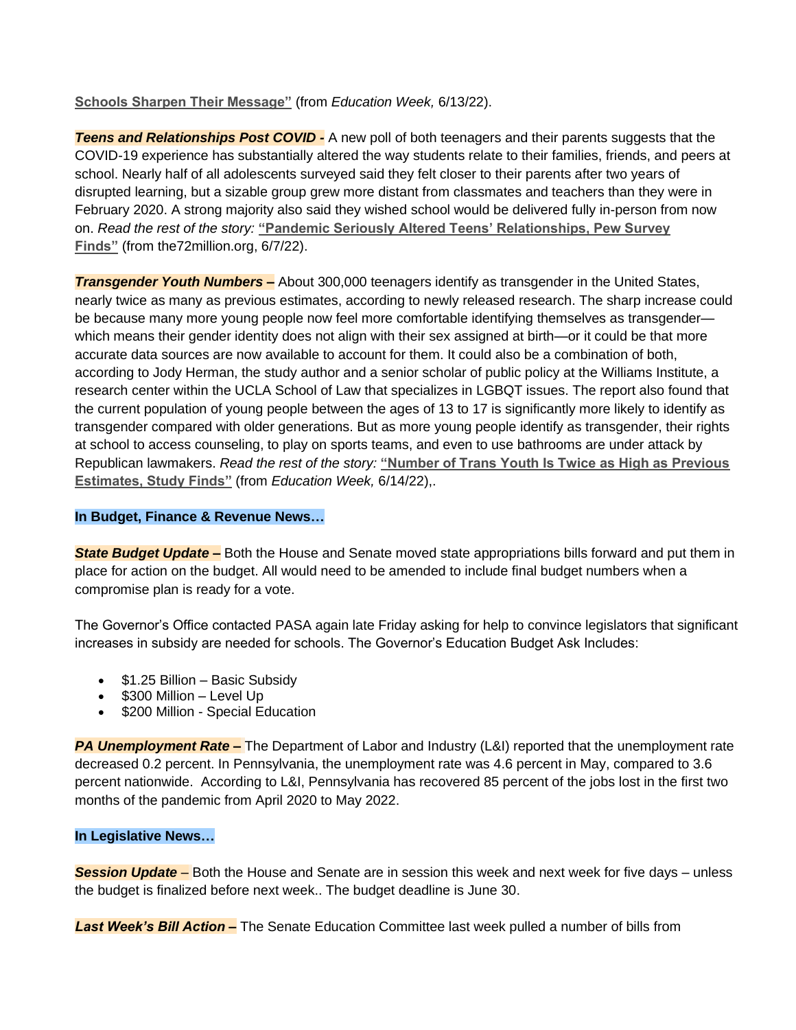**Schools Sharpen Their Message"** (from *Education Week,* 6/13/22).

***Teens and Relationships Post COVID -*** A new poll of both teenagers and their parents suggests that the COVID-19 experience has substantially altered the way students relate to their families, friends, and peers at school. Nearly half of all adolescents surveyed said they felt closer to their parents after two years of disrupted learning, but a sizable group grew more distant from classmates and teachers than they were in February 2020. A strong majority also said they wished school would be delivered fully in-person from now on. *Read the rest of the story:* **"Pandemic Seriously Altered Teens' Relationships, Pew Survey Finds"** (from the72million.org, 6/7/22).

***Transgender Youth Numbers –*** About 300,000 teenagers identify as transgender in the United States, nearly twice as many as previous estimates, according to newly released research. The sharp increase could be because many more young people now feel more comfortable identifying themselves as transgender—which means their gender identity does not align with their sex assigned at birth—or it could be that more accurate data sources are now available to account for them. It could also be a combination of both, according to Jody Herman, the study author and a senior scholar of public policy at the Williams Institute, a research center within the UCLA School of Law that specializes in LGBQT issues. The report also found that the current population of young people between the ages of 13 to 17 is significantly more likely to identify as transgender compared with older generations. But as more young people identify as transgender, their rights at school to access counseling, to play on sports teams, and even to use bathrooms are under attack by Republican lawmakers. *Read the rest of the story:* **"Number of Trans Youth Is Twice as High as Previous Estimates, Study Finds"** (from *Education Week,* 6/14/22),.

**In Budget, Finance & Revenue News…**

***State Budget Update –*** Both the House and Senate moved state appropriations bills forward and put them in place for action on the budget. All would need to be amended to include final budget numbers when a compromise plan is ready for a vote.

The Governor's Office contacted PASA again late Friday asking for help to convince legislators that significant increases in subsidy are needed for schools. The Governor's Education Budget Ask Includes:

- $1.25 Billion – Basic Subsidy
- $300 Million – Level Up
- $200 Million - Special Education

***PA Unemployment Rate –*** The Department of Labor and Industry (L&I) reported that the unemployment rate decreased 0.2 percent. In Pennsylvania, the unemployment rate was 4.6 percent in May, compared to 3.6 percent nationwide. According to L&I, Pennsylvania has recovered 85 percent of the jobs lost in the first two months of the pandemic from April 2020 to May 2022.

**In Legislative News…**

***Session Update*** – Both the House and Senate are in session this week and next week for five days – unless the budget is finalized before next week.. The budget deadline is June 30.

***Last Week's Bill Action –*** The Senate Education Committee last week pulled a number of bills from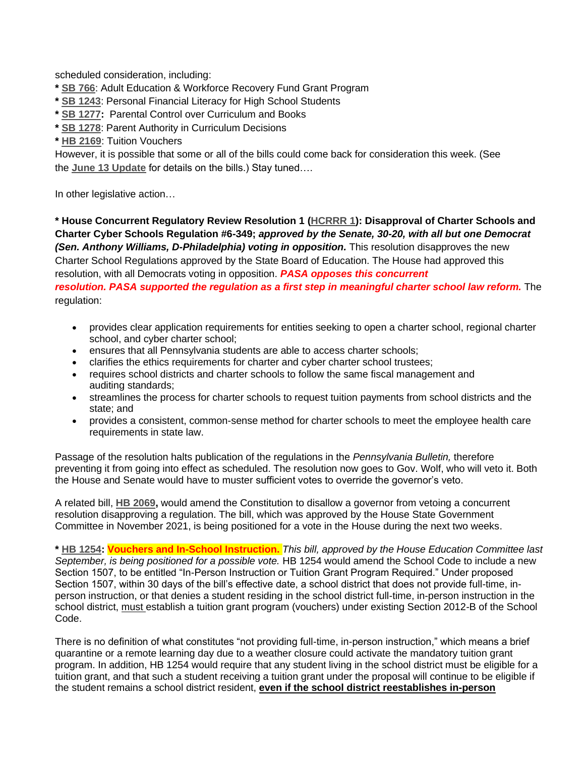scheduled consideration, including:

* **SB 766**: Adult Education & Workforce Recovery Fund Grant Program
* **SB 1243**: Personal Financial Literacy for High School Students
* **SB 1277:** Parental Control over Curriculum and Books
* **SB 1278**: Parent Authority in Curriculum Decisions
* **HB 2169**: Tuition Vouchers

However, it is possible that some or all of the bills could come back for consideration this week. (See the **June 13 Update** for details on the bills.) Stay tuned….

In other legislative action…

**\* House Concurrent Regulatory Review Resolution 1 (HCRRR 1): Disapproval of Charter Schools and Charter Cyber Schools Regulation #6-349;** ***approved by the Senate, 30-20, with all but one Democrat (Sen. Anthony Williams, D-Philadelphia) voting in opposition.*** This resolution disapproves the new Charter School Regulations approved by the State Board of Education. The House had approved this resolution, with all Democrats voting in opposition. ***PASA opposes this concurrent resolution. PASA supported the regulation as a first step in meaningful charter school law reform.*** The regulation:

- provides clear application requirements for entities seeking to open a charter school, regional charter school, and cyber charter school;
- ensures that all Pennsylvania students are able to access charter schools;
- clarifies the ethics requirements for charter and cyber charter school trustees;
- requires school districts and charter schools to follow the same fiscal management and auditing standards;
- streamlines the process for charter schools to request tuition payments from school districts and the state; and
- provides a consistent, common-sense method for charter schools to meet the employee health care requirements in state law.

Passage of the resolution halts publication of the regulations in the *Pennsylvania Bulletin,* therefore preventing it from going into effect as scheduled. The resolution now goes to Gov. Wolf, who will veto it. Both the House and Senate would have to muster sufficient votes to override the governor's veto.

A related bill, **HB 2069,** would amend the Constitution to disallow a governor from vetoing a concurrent resolution disapproving a regulation. The bill, which was approved by the House State Government Committee in November 2021, is being positioned for a vote in the House during the next two weeks.

**\* HB 1254: Vouchers and In-School Instruction.** *This bill, approved by the House Education Committee last September, is being positioned for a possible vote.* HB 1254 would amend the School Code to include a new Section 1507, to be entitled "In-Person Instruction or Tuition Grant Program Required." Under proposed Section 1507, within 30 days of the bill's effective date, a school district that does not provide full-time, in-person instruction, or that denies a student residing in the school district full-time, in-person instruction in the school district, must establish a tuition grant program (vouchers) under existing Section 2012-B of the School Code.

There is no definition of what constitutes "not providing full-time, in-person instruction," which means a brief quarantine or a remote learning day due to a weather closure could activate the mandatory tuition grant program. In addition, HB 1254 would require that any student living in the school district must be eligible for a tuition grant, and that such a student receiving a tuition grant under the proposal will continue to be eligible if the student remains a school district resident, **even if the school district reestablishes in-person**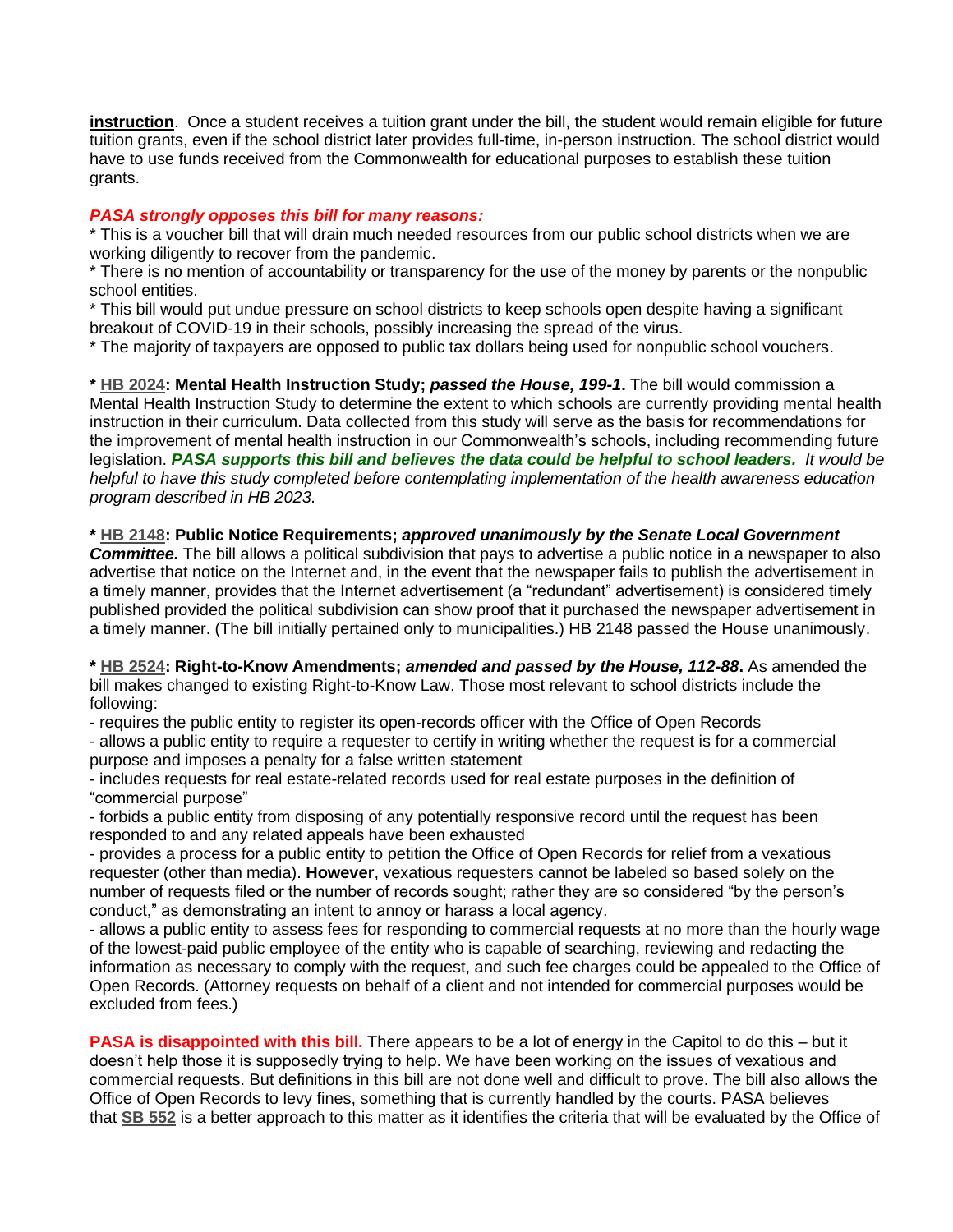**instruction**. Once a student receives a tuition grant under the bill, the student would remain eligible for future tuition grants, even if the school district later provides full-time, in-person instruction. The school district would have to use funds received from the Commonwealth for educational purposes to establish these tuition grants.

***PASA strongly opposes this bill for many reasons:***

* This is a voucher bill that will drain much needed resources from our public school districts when we are working diligently to recover from the pandemic.
* There is no mention of accountability or transparency for the use of the money by parents or the nonpublic school entities.
* This bill would put undue pressure on school districts to keep schools open despite having a significant breakout of COVID-19 in their schools, possibly increasing the spread of the virus.
* The majority of taxpayers are opposed to public tax dollars being used for nonpublic school vouchers.

**\* HB 2024: Mental Health Instruction Study; *passed the House, 199-1*.** The bill would commission a Mental Health Instruction Study to determine the extent to which schools are currently providing mental health instruction in their curriculum. Data collected from this study will serve as the basis for recommendations for the improvement of mental health instruction in our Commonwealth's schools, including recommending future legislation. ***PASA supports this bill and believes the data could be helpful to school leaders.*** *It would be helpful to have this study completed before contemplating implementation of the health awareness education program described in HB 2023.*

**\* HB 2148: Public Notice Requirements; *approved unanimously by the Senate Local Government Committee.*** The bill allows a political subdivision that pays to advertise a public notice in a newspaper to also advertise that notice on the Internet and, in the event that the newspaper fails to publish the advertisement in a timely manner, provides that the Internet advertisement (a "redundant" advertisement) is considered timely published provided the political subdivision can show proof that it purchased the newspaper advertisement in a timely manner. (The bill initially pertained only to municipalities.) HB 2148 passed the House unanimously.

**\* HB 2524: Right-to-Know Amendments; *amended and passed by the House, 112-88*.** As amended the bill makes changed to existing Right-to-Know Law. Those most relevant to school districts include the following:

- requires the public entity to register its open-records officer with the Office of Open Records
- allows a public entity to require a requester to certify in writing whether the request is for a commercial purpose and imposes a penalty for a false written statement
- includes requests for real estate-related records used for real estate purposes in the definition of "commercial purpose"
- forbids a public entity from disposing of any potentially responsive record until the request has been responded to and any related appeals have been exhausted
- provides a process for a public entity to petition the Office of Open Records for relief from a vexatious requester (other than media). **However**, vexatious requesters cannot be labeled so based solely on the number of requests filed or the number of records sought; rather they are so considered "by the person's conduct," as demonstrating an intent to annoy or harass a local agency.
- allows a public entity to assess fees for responding to commercial requests at no more than the hourly wage of the lowest-paid public employee of the entity who is capable of searching, reviewing and redacting the information as necessary to comply with the request, and such fee charges could be appealed to the Office of Open Records. (Attorney requests on behalf of a client and not intended for commercial purposes would be excluded from fees.)

**PASA is disappointed with this bill.** There appears to be a lot of energy in the Capitol to do this – but it doesn't help those it is supposedly trying to help. We have been working on the issues of vexatious and commercial requests. But definitions in this bill are not done well and difficult to prove. The bill also allows the Office of Open Records to levy fines, something that is currently handled by the courts. PASA believes that **SB 552** is a better approach to this matter as it identifies the criteria that will be evaluated by the Office of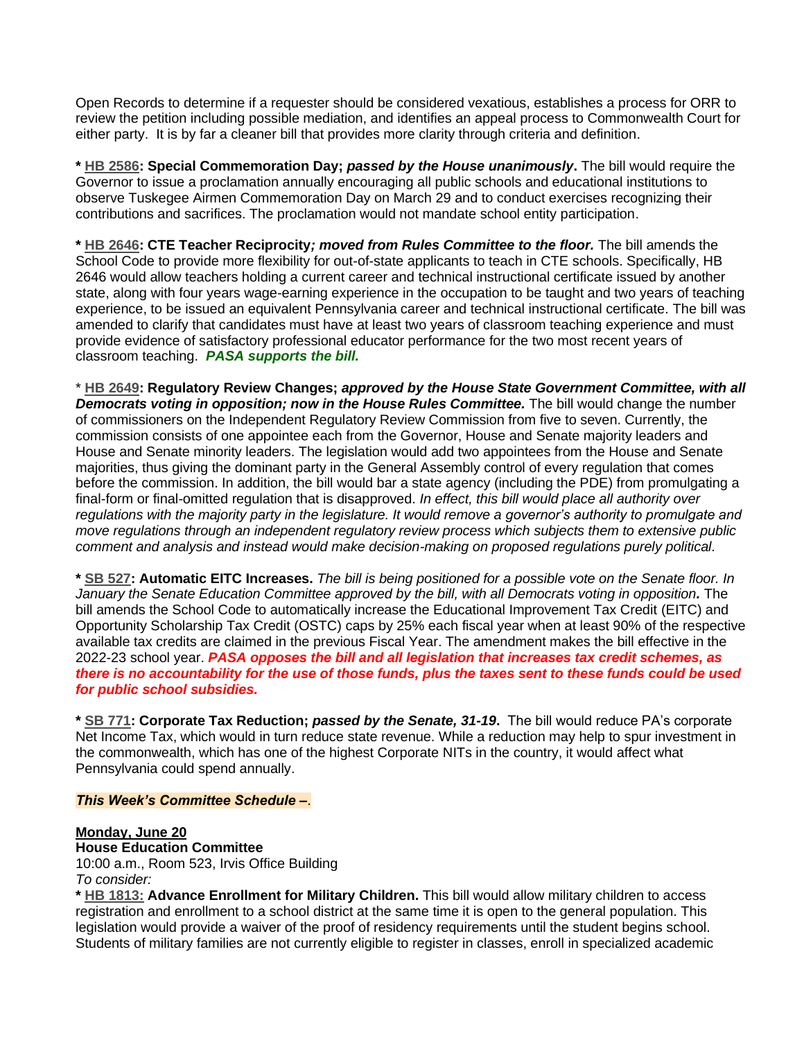Open Records to determine if a requester should be considered vexatious, establishes a process for ORR to review the petition including possible mediation, and identifies an appeal process to Commonwealth Court for either party. It is by far a cleaner bill that provides more clarity through criteria and definition.

**\* HB 2586: Special Commemoration Day; *passed by the House unanimously*.** The bill would require the Governor to issue a proclamation annually encouraging all public schools and educational institutions to observe Tuskegee Airmen Commemoration Day on March 29 and to conduct exercises recognizing their contributions and sacrifices. The proclamation would not mandate school entity participation.

**\* HB 2646: CTE Teacher Reciprocity*; moved from Rules Committee to the floor.*** The bill amends the School Code to provide more flexibility for out-of-state applicants to teach in CTE schools. Specifically, HB 2646 would allow teachers holding a current career and technical instructional certificate issued by another state, along with four years wage-earning experience in the occupation to be taught and two years of teaching experience, to be issued an equivalent Pennsylvania career and technical instructional certificate. The bill was amended to clarify that candidates must have at least two years of classroom teaching experience and must provide evidence of satisfactory professional educator performance for the two most recent years of classroom teaching. ***PASA supports the bill.***

\* **HB 2649: Regulatory Review Changes; *approved by the House State Government Committee, with all Democrats voting in opposition; now in the House Rules Committee.*** The bill would change the number of commissioners on the Independent Regulatory Review Commission from five to seven. Currently, the commission consists of one appointee each from the Governor, House and Senate majority leaders and House and Senate minority leaders. The legislation would add two appointees from the House and Senate majorities, thus giving the dominant party in the General Assembly control of every regulation that comes before the commission. In addition, the bill would bar a state agency (including the PDE) from promulgating a final-form or final-omitted regulation that is disapproved. *In effect, this bill would place all authority over regulations with the majority party in the legislature. It would remove a governor's authority to promulgate and move regulations through an independent regulatory review process which subjects them to extensive public comment and analysis and instead would make decision-making on proposed regulations purely political.*

**\* SB 527: Automatic EITC Increases.** *The bill is being positioned for a possible vote on the Senate floor. In January the Senate Education Committee approved by the bill, with all Democrats voting in opposition.* The bill amends the School Code to automatically increase the Educational Improvement Tax Credit (EITC) and Opportunity Scholarship Tax Credit (OSTC) caps by 25% each fiscal year when at least 90% of the respective available tax credits are claimed in the previous Fiscal Year. The amendment makes the bill effective in the 2022-23 school year. ***PASA opposes the bill and all legislation that increases tax credit schemes, as there is no accountability for the use of those funds, plus the taxes sent to these funds could be used for public school subsidies.***

**\* SB 771: Corporate Tax Reduction; *passed by the Senate, 31-19*.** The bill would reduce PA's corporate Net Income Tax, which would in turn reduce state revenue. While a reduction may help to spur investment in the commonwealth, which has one of the highest Corporate NITs in the country, it would affect what Pennsylvania could spend annually.

***This Week's Committee Schedule –***.

**Monday, June 20**
**House Education Committee**
10:00 a.m., Room 523, Irvis Office Building
*To consider:*
**\* HB 1813: Advance Enrollment for Military Children.** This bill would allow military children to access registration and enrollment to a school district at the same time it is open to the general population. This legislation would provide a waiver of the proof of residency requirements until the student begins school. Students of military families are not currently eligible to register in classes, enroll in specialized academic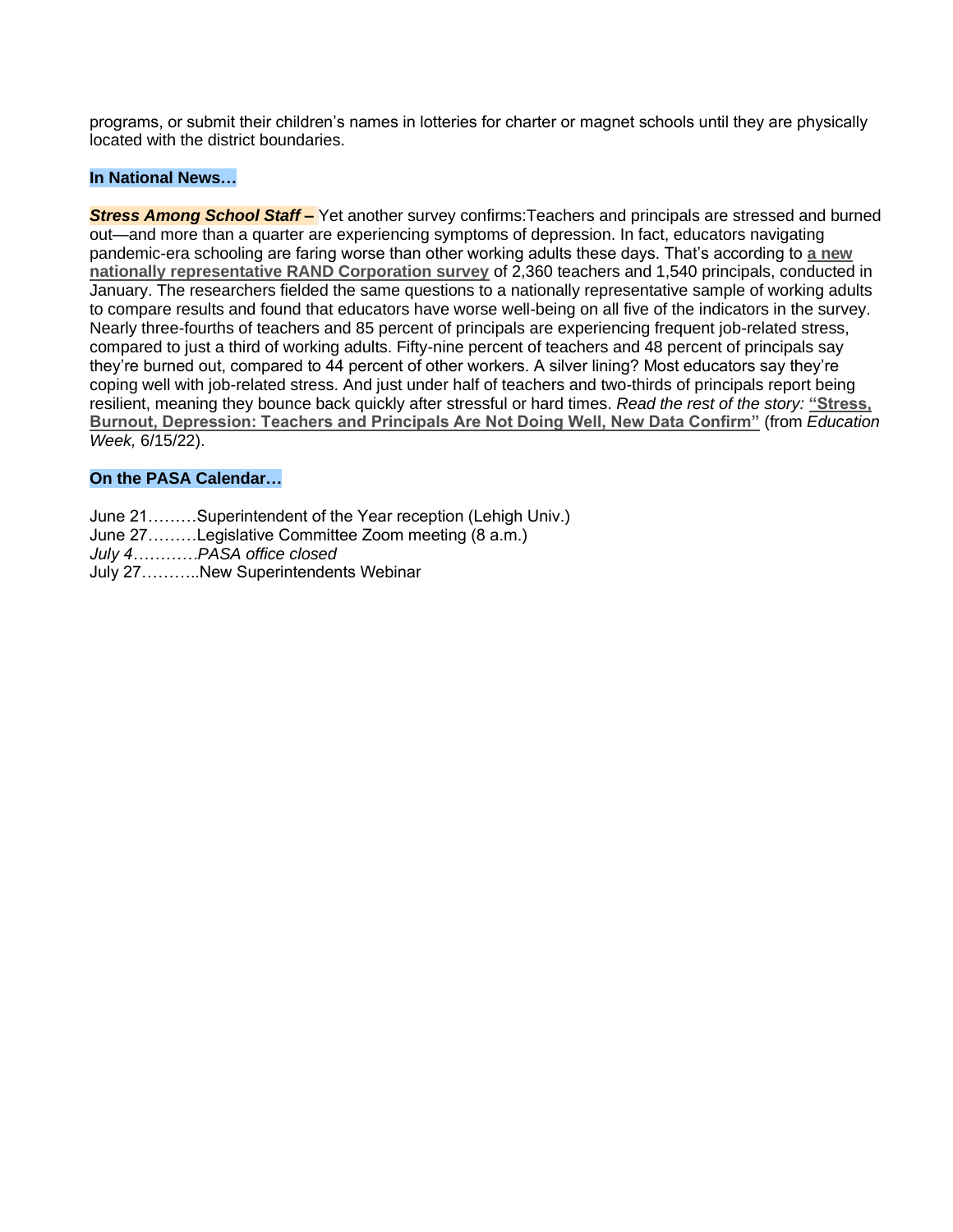programs, or submit their children's names in lotteries for charter or magnet schools until they are physically located with the district boundaries.

**In National News…**

***Stress Among School Staff* –** Yet another survey confirms:Teachers and principals are stressed and burned out—and more than a quarter are experiencing symptoms of depression. In fact, educators navigating pandemic-era schooling are faring worse than other working adults these days. That's according to **a new nationally representative RAND Corporation survey** of 2,360 teachers and 1,540 principals, conducted in January. The researchers fielded the same questions to a nationally representative sample of working adults to compare results and found that educators have worse well-being on all five of the indicators in the survey. Nearly three-fourths of teachers and 85 percent of principals are experiencing frequent job-related stress, compared to just a third of working adults. Fifty-nine percent of teachers and 48 percent of principals say they're burned out, compared to 44 percent of other workers. A silver lining? Most educators say they're coping well with job-related stress. And just under half of teachers and two-thirds of principals report being resilient, meaning they bounce back quickly after stressful or hard times. *Read the rest of the story:* **"Stress, Burnout, Depression: Teachers and Principals Are Not Doing Well, New Data Confirm"** (from *Education Week,* 6/15/22).

**On the PASA Calendar…**

June 21………Superintendent of the Year reception (Lehigh Univ.)
June 27………Legislative Committee Zoom meeting (8 a.m.)
*July 4…………PASA office closed*
July 27………..New Superintendents Webinar